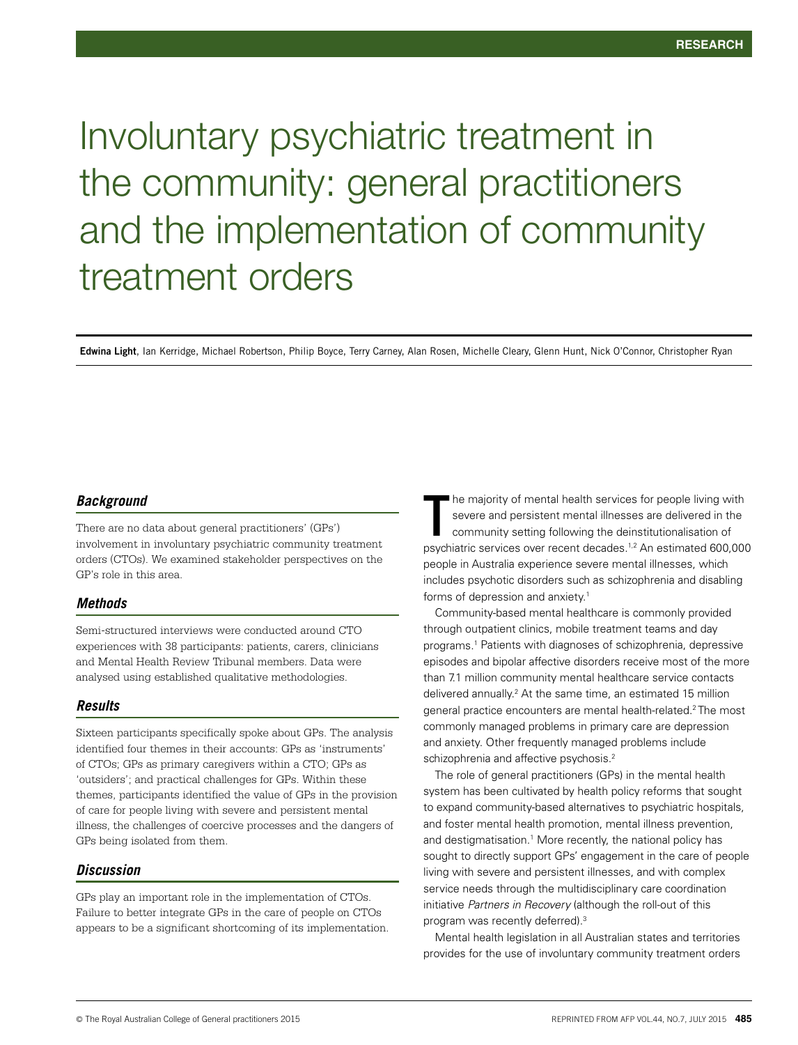# Involuntary psychiatric treatment in the community: general practitioners and the implementation of community treatment orders

**Edwina Light**, Ian Kerridge, Michael Robertson, Philip Boyce, Terry Carney, Alan Rosen, Michelle Cleary, Glenn Hunt, Nick O'Connor, Christopher Ryan

### *Background*

There are no data about general practitioners' (GPs') involvement in involuntary psychiatric community treatment orders (CTOs). We examined stakeholder perspectives on the GP's role in this area.

### *Methods*

Semi-structured interviews were conducted around CTO experiences with 38 participants: patients, carers, clinicians and Mental Health Review Tribunal members. Data were analysed using established qualitative methodologies.

### *Results*

Sixteen participants specifically spoke about GPs. The analysis identified four themes in their accounts: GPs as 'instruments' of CTOs; GPs as primary caregivers within a CTO; GPs as 'outsiders'; and practical challenges for GPs. Within these themes, participants identified the value of GPs in the provision of care for people living with severe and persistent mental illness, the challenges of coercive processes and the dangers of GPs being isolated from them.

### *Discussion*

GPs play an important role in the implementation of CTOs. Failure to better integrate GPs in the care of people on CTOs appears to be a significant shortcoming of its implementation.

The majority of mental health services for people living with severe and persistent mental illnesses are delivered in the community setting following the deinstitutionalisation of psychiatric services over recent decades.[1,2] An estimated 600,000 people in Australia experience severe mental illnesses, which includes psychotic disorders such as schizophrenia and disabling forms of depression and anxiety.[1]

Community-based mental healthcare is commonly provided through outpatient clinics, mobile treatment teams and day programs.[1] Patients with diagnoses of schizophrenia, depressive episodes and bipolar affective disorders receive most of the more than 7.1 million community mental healthcare service contacts delivered annually.[2] At the same time, an estimated 15 million general practice encounters are mental health-related.[2] The most commonly managed problems in primary care are depression and anxiety. Other frequently managed problems include schizophrenia and affective psychosis.[2]

The role of general practitioners (GPs) in the mental health system has been cultivated by health policy reforms that sought to expand community-based alternatives to psychiatric hospitals, and foster mental health promotion, mental illness prevention, and destigmatisation.[1] More recently, the national policy has sought to directly support GPs' engagement in the care of people living with severe and persistent illnesses, and with complex service needs through the multidisciplinary care coordination initiative *Partners in Recovery* (although the roll-out of this program was recently deferred).[3]

Mental health legislation in all Australian states and territories provides for the use of involuntary community treatment orders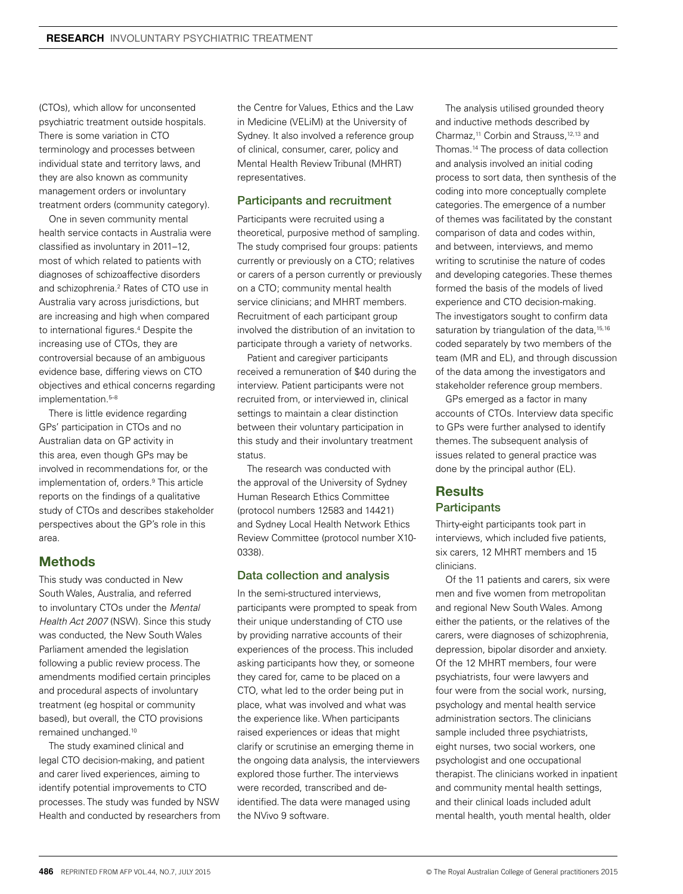(CTOs), which allow for unconsented psychiatric treatment outside hospitals. There is some variation in CTO terminology and processes between individual state and territory laws, and they are also known as community management orders or involuntary treatment orders (community category).

One in seven community mental health service contacts in Australia were classified as involuntary in 2011–12, most of which related to patients with diagnoses of schizoaffective disorders and schizophrenia.[2] Rates of CTO use in Australia vary across jurisdictions, but are increasing and high when compared to international figures.[4] Despite the increasing use of CTOs, they are controversial because of an ambiguous evidence base, differing views on CTO objectives and ethical concerns regarding implementation.[5–8]

There is little evidence regarding GPs' participation in CTOs and no Australian data on GP activity in this area, even though GPs may be involved in recommendations for, or the implementation of, orders.[9] This article reports on the findings of a qualitative study of CTOs and describes stakeholder perspectives about the GP's role in this area.

## Methods

This study was conducted in New South Wales, Australia, and referred to involuntary CTOs under the *Mental Health Act 2007* (NSW). Since this study was conducted, the New South Wales Parliament amended the legislation following a public review process. The amendments modified certain principles and procedural aspects of involuntary treatment (eg hospital or community based), but overall, the CTO provisions remained unchanged.[10]

The study examined clinical and legal CTO decision-making, and patient and carer lived experiences, aiming to identify potential improvements to CTO processes. The study was funded by NSW Health and conducted by researchers from the Centre for Values, Ethics and the Law in Medicine (VELiM) at the University of Sydney. It also involved a reference group of clinical, consumer, carer, policy and Mental Health Review Tribunal (MHRT) representatives.

### Participants and recruitment

Participants were recruited using a theoretical, purposive method of sampling. The study comprised four groups: patients currently or previously on a CTO; relatives or carers of a person currently or previously on a CTO; community mental health service clinicians; and MHRT members. Recruitment of each participant group involved the distribution of an invitation to participate through a variety of networks.

Patient and caregiver participants received a remuneration of $40 during the interview. Patient participants were not recruited from, or interviewed in, clinical settings to maintain a clear distinction between their voluntary participation in this study and their involuntary treatment status.

The research was conducted with the approval of the University of Sydney Human Research Ethics Committee (protocol numbers 12583 and 14421) and Sydney Local Health Network Ethics Review Committee (protocol number X10-0338).

### Data collection and analysis

In the semi-structured interviews, participants were prompted to speak from their unique understanding of CTO use by providing narrative accounts of their experiences of the process. This included asking participants how they, or someone they cared for, came to be placed on a CTO, what led to the order being put in place, what was involved and what was the experience like. When participants raised experiences or ideas that might clarify or scrutinise an emerging theme in the ongoing data analysis, the interviewers explored those further. The interviews were recorded, transcribed and de-identified. The data were managed using the NVivo 9 software.

The analysis utilised grounded theory and inductive methods described by Charmaz,[11] Corbin and Strauss,[12,13] and Thomas.[14] The process of data collection and analysis involved an initial coding process to sort data, then synthesis of the coding into more conceptually complete categories. The emergence of a number of themes was facilitated by the constant comparison of data and codes within, and between, interviews, and memo writing to scrutinise the nature of codes and developing categories. These themes formed the basis of the models of lived experience and CTO decision-making. The investigators sought to confirm data saturation by triangulation of the data,[15,16] coded separately by two members of the team (MR and EL), and through discussion of the data among the investigators and stakeholder reference group members.

GPs emerged as a factor in many accounts of CTOs. Interview data specific to GPs were further analysed to identify themes. The subsequent analysis of issues related to general practice was done by the principal author (EL).

## Results

### Participants

Thirty-eight participants took part in interviews, which included five patients, six carers, 12 MHRT members and 15 clinicians.

Of the 11 patients and carers, six were men and five women from metropolitan and regional New South Wales. Among either the patients, or the relatives of the carers, were diagnoses of schizophrenia, depression, bipolar disorder and anxiety. Of the 12 MHRT members, four were psychiatrists, four were lawyers and four were from the social work, nursing, psychology and mental health service administration sectors. The clinicians sample included three psychiatrists, eight nurses, two social workers, one psychologist and one occupational therapist. The clinicians worked in inpatient and community mental health settings, and their clinical loads included adult mental health, youth mental health, older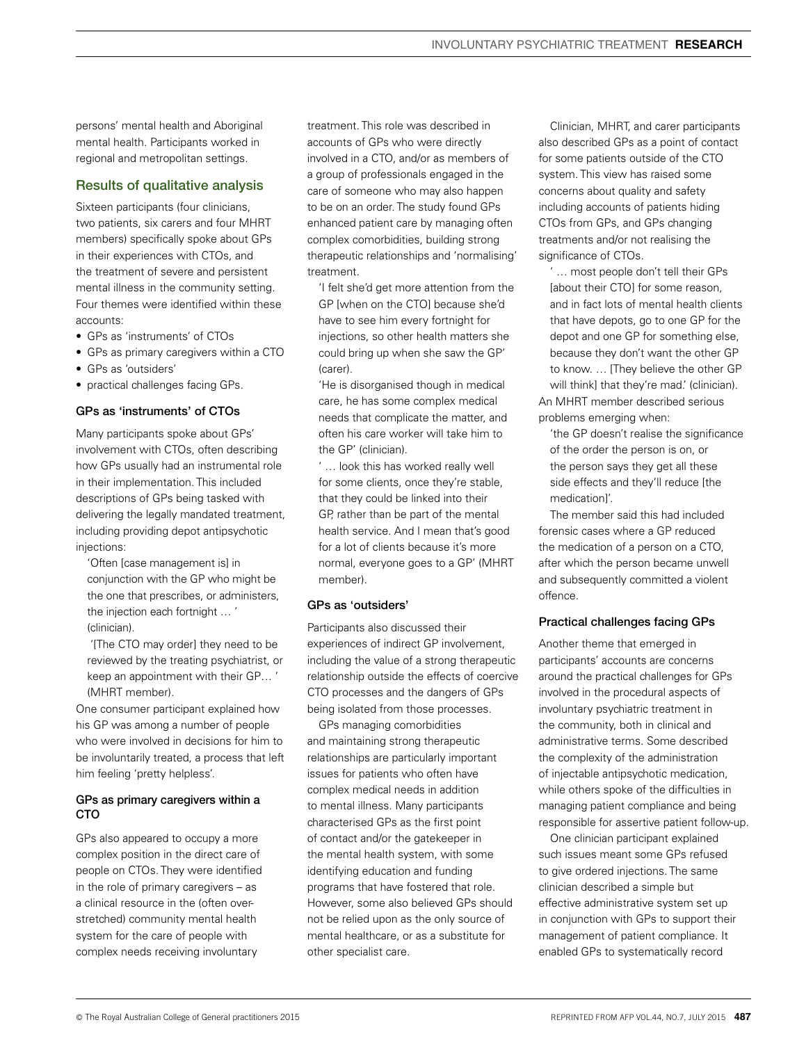persons' mental health and Aboriginal mental health. Participants worked in regional and metropolitan settings.

## Results of qualitative analysis

Sixteen participants (four clinicians, two patients, six carers and four MHRT members) specifically spoke about GPs in their experiences with CTOs, and the treatment of severe and persistent mental illness in the community setting. Four themes were identified within these accounts:

- GPs as 'instruments' of CTOs
- GPs as primary caregivers within a CTO
- GPs as 'outsiders'
- practical challenges facing GPs.

### GPs as 'instruments' of CTOs

Many participants spoke about GPs' involvement with CTOs, often describing how GPs usually had an instrumental role in their implementation. This included descriptions of GPs being tasked with delivering the legally mandated treatment, including providing depot antipsychotic injections:

> 'Often [case management is] in conjunction with the GP who might be the one that prescribes, or administers, the injection each fortnight … ' (clinician).

> '[The CTO may order] they need to be reviewed by the treating psychiatrist, or keep an appointment with their GP… ' (MHRT member).

One consumer participant explained how his GP was among a number of people who were involved in decisions for him to be involuntarily treated, a process that left him feeling 'pretty helpless'.

### GPs as primary caregivers within a CTO

GPs also appeared to occupy a more complex position in the direct care of people on CTOs. They were identified in the role of primary caregivers – as a clinical resource in the (often over-stretched) community mental health system for the care of people with complex needs receiving involuntary treatment. This role was described in accounts of GPs who were directly involved in a CTO, and/or as members of a group of professionals engaged in the care of someone who may also happen to be on an order. The study found GPs enhanced patient care by managing often complex comorbidities, building strong therapeutic relationships and 'normalising' treatment.

> 'I felt she'd get more attention from the GP [when on the CTO] because she'd have to see him every fortnight for injections, so other health matters she could bring up when she saw the GP' (carer).

> 'He is disorganised though in medical care, he has some complex medical needs that complicate the matter, and often his care worker will take him to the GP' (clinician).

> ' … look this has worked really well for some clients, once they're stable, that they could be linked into their GP, rather than be part of the mental health service. And I mean that's good for a lot of clients because it's more normal, everyone goes to a GP' (MHRT member).

### GPs as 'outsiders'

Participants also discussed their experiences of indirect GP involvement, including the value of a strong therapeutic relationship outside the effects of coercive CTO processes and the dangers of GPs being isolated from those processes.

GPs managing comorbidities and maintaining strong therapeutic relationships are particularly important issues for patients who often have complex medical needs in addition to mental illness. Many participants characterised GPs as the first point of contact and/or the gatekeeper in the mental health system, with some identifying education and funding programs that have fostered that role. However, some also believed GPs should not be relied upon as the only source of mental healthcare, or as a substitute for other specialist care.

Clinician, MHRT, and carer participants also described GPs as a point of contact for some patients outside of the CTO system. This view has raised some concerns about quality and safety including accounts of patients hiding CTOs from GPs, and GPs changing treatments and/or not realising the significance of CTOs.

> ' … most people don't tell their GPs [about their CTO] for some reason, and in fact lots of mental health clients that have depots, go to one GP for the depot and one GP for something else, because they don't want the other GP to know. … [They believe the other GP will think] that they're mad.' (clinician).

An MHRT member described serious problems emerging when:

> 'the GP doesn't realise the significance of the order the person is on, or the person says they get all these side effects and they'll reduce [the medication]'.

The member said this had included forensic cases where a GP reduced the medication of a person on a CTO, after which the person became unwell and subsequently committed a violent offence.

### Practical challenges facing GPs

Another theme that emerged in participants' accounts are concerns around the practical challenges for GPs involved in the procedural aspects of involuntary psychiatric treatment in the community, both in clinical and administrative terms. Some described the complexity of the administration of injectable antipsychotic medication, while others spoke of the difficulties in managing patient compliance and being responsible for assertive patient follow-up.

One clinician participant explained such issues meant some GPs refused to give ordered injections. The same clinician described a simple but effective administrative system set up in conjunction with GPs to support their management of patient compliance. It enabled GPs to systematically record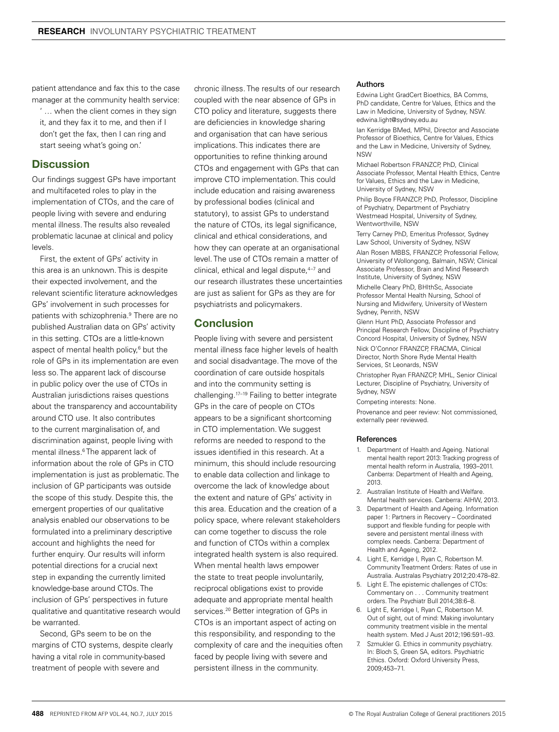patient attendance and fax this to the case manager at the community health service:

> ' … when the client comes in they sign it, and they fax it to me, and then if I don't get the fax, then I can ring and start seeing what's going on.'

## Discussion

Our findings suggest GPs have important and multifaceted roles to play in the implementation of CTOs, and the care of people living with severe and enduring mental illness. The results also revealed problematic lacunae at clinical and policy levels.

First, the extent of GPs' activity in this area is an unknown. This is despite their expected involvement, and the relevant scientific literature acknowledges GPs' involvement in such processes for patients with schizophrenia.[9] There are no published Australian data on GPs' activity in this setting. CTOs are a little-known aspect of mental health policy,[6] but the role of GPs in its implementation are even less so. The apparent lack of discourse in public policy over the use of CTOs in Australian jurisdictions raises questions about the transparency and accountability around CTO use. It also contributes to the current marginalisation of, and discrimination against, people living with mental illness.[6] The apparent lack of information about the role of GPs in CTO implementation is just as problematic. The inclusion of GP participants was outside the scope of this study. Despite this, the emergent properties of our qualitative analysis enabled our observations to be formulated into a preliminary descriptive account and highlights the need for further enquiry. Our results will inform potential directions for a crucial next step in expanding the currently limited knowledge-base around CTOs. The inclusion of GPs' perspectives in future qualitative and quantitative research would be warranted.

Second, GPs seem to be on the margins of CTO systems, despite clearly having a vital role in community-based treatment of people with severe and chronic illness. The results of our research coupled with the near absence of GPs in CTO policy and literature, suggests there are deficiencies in knowledge sharing and organisation that can have serious implications. This indicates there are opportunities to refine thinking around CTOs and engagement with GPs that can improve CTO implementation. This could include education and raising awareness by professional bodies (clinical and statutory), to assist GPs to understand the nature of CTOs, its legal significance, clinical and ethical considerations, and how they can operate at an organisational level. The use of CTOs remain a matter of clinical, ethical and legal dispute,[4–7] and our research illustrates these uncertainties are just as salient for GPs as they are for psychiatrists and policymakers.

## Conclusion

People living with severe and persistent mental illness face higher levels of health and social disadvantage. The move of the coordination of care outside hospitals and into the community setting is challenging.[17–19] Failing to better integrate GPs in the care of people on CTOs appears to be a significant shortcoming in CTO implementation. We suggest reforms are needed to respond to the issues identified in this research. At a minimum, this should include resourcing to enable data collection and linkage to overcome the lack of knowledge about the extent and nature of GPs' activity in this area. Education and the creation of a policy space, where relevant stakeholders can come together to discuss the role and function of CTOs within a complex integrated health system is also required. When mental health laws empower the state to treat people involuntarily, reciprocal obligations exist to provide adequate and appropriate mental health services.[20] Better integration of GPs in CTOs is an important aspect of acting on this responsibility, and responding to the complexity of care and the inequities often faced by people living with severe and persistent illness in the community.

### Authors

Edwina Light GradCert Bioethics, BA Comms, PhD candidate, Centre for Values, Ethics and the Law in Medicine, University of Sydney, NSW. edwina.light@sydney.edu.au

Ian Kerridge BMed, MPhil, Director and Associate Professor of Bioethics, Centre for Values, Ethics and the Law in Medicine, University of Sydney, NSW

Michael Robertson FRANZCP, PhD, Clinical Associate Professor, Mental Health Ethics, Centre for Values, Ethics and the Law in Medicine, University of Sydney, NSW

Philip Boyce FRANZCP, PhD, Professor, Discipline of Psychiatry, Department of Psychiatry Westmead Hospital, University of Sydney, Wentworthville, NSW

Terry Carney PhD, Emeritus Professor, Sydney Law School, University of Sydney, NSW

Alan Rosen MBBS, FRANZCP, Professorial Fellow, University of Wollongong, Balmain, NSW; Clinical Associate Professor, Brain and Mind Research Institute, University of Sydney, NSW

Michelle Cleary PhD, BHlthSc, Associate Professor Mental Health Nursing, School of Nursing and Midwifery, University of Western Sydney, Penrith, NSW

Glenn Hunt PhD, Associate Professor and Principal Research Fellow, Discipline of Psychiatry Concord Hospital, University of Sydney, NSW

Nick O'Connor FRANZCP, FRACMA, Clinical Director, North Shore Ryde Mental Health Services, St Leonards, NSW

Christopher Ryan FRANZCP, MHL, Senior Clinical Lecturer, Discipline of Psychiatry, University of Sydney, NSW

Competing interests: None.

Provenance and peer review: Not commissioned, externally peer reviewed.

### References

1. Department of Health and Ageing. National mental health report 2013: Tracking progress of mental health reform in Australia, 1993–2011. Canberra: Department of Health and Ageing, 2013.
2. Australian Institute of Health and Welfare. Mental health services. Canberra: AIHW, 2013.
3. Department of Health and Ageing. Information paper 1: Partners in Recovery – Coordinated support and flexible funding for people with severe and persistent mental illness with complex needs. Canberra: Department of Health and Ageing, 2012.
4. Light E, Kerridge I, Ryan C, Robertson M. Community Treatment Orders: Rates of use in Australia. Australas Psychiatry 2012;20:478–82.
5. Light E. The epistemic challenges of CTOs: Commentary on . . . Community treatment orders. The Psychiatr Bull 2014;38:6–8.
6. Light E, Kerridge I, Ryan C, Robertson M. Out of sight, out of mind: Making involuntary community treatment visible in the mental health system. Med J Aust 2012;196:591–93.
7. Szmukler G. Ethics in community psychiatry. In: Bloch S, Green SA, editors. Psychiatric Ethics. Oxford: Oxford University Press, 2009;453–71.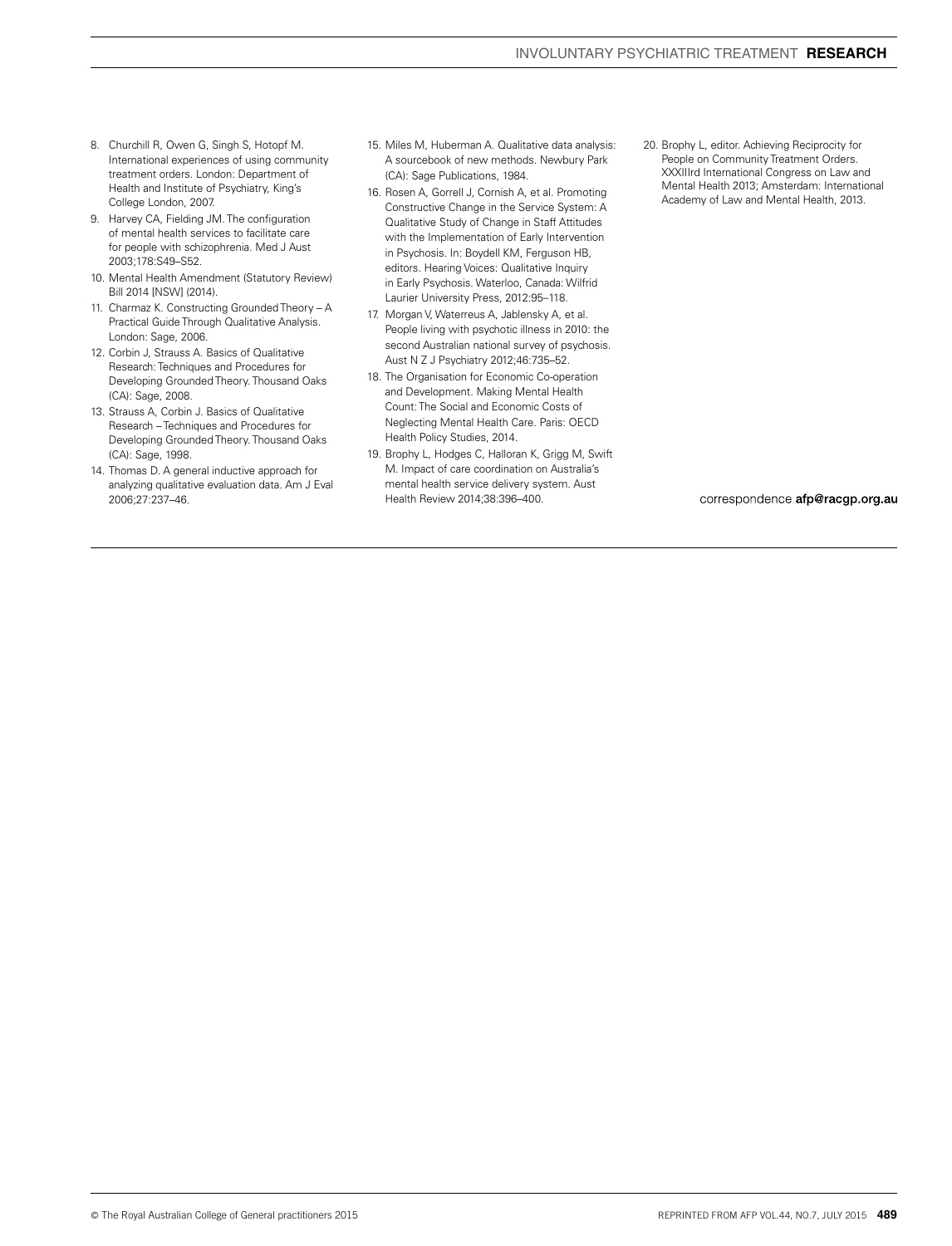8. Churchill R, Owen G, Singh S, Hotopf M. International experiences of using community treatment orders. London: Department of Health and Institute of Psychiatry, King's College London, 2007.
9. Harvey CA, Fielding JM. The configuration of mental health services to facilitate care for people with schizophrenia. Med J Aust 2003;178:S49–S52.
10. Mental Health Amendment (Statutory Review) Bill 2014 [NSW] (2014).
11. Charmaz K. Constructing Grounded Theory – A Practical Guide Through Qualitative Analysis. London: Sage, 2006.
12. Corbin J, Strauss A. Basics of Qualitative Research: Techniques and Procedures for Developing Grounded Theory. Thousand Oaks (CA): Sage, 2008.
13. Strauss A, Corbin J. Basics of Qualitative Research – Techniques and Procedures for Developing Grounded Theory. Thousand Oaks (CA): Sage, 1998.
14. Thomas D. A general inductive approach for analyzing qualitative evaluation data. Am J Eval 2006;27:237–46.
15. Miles M, Huberman A. Qualitative data analysis: A sourcebook of new methods. Newbury Park (CA): Sage Publications, 1984.
16. Rosen A, Gorrell J, Cornish A, et al. Promoting Constructive Change in the Service System: A Qualitative Study of Change in Staff Attitudes with the Implementation of Early Intervention in Psychosis. In: Boydell KM, Ferguson HB, editors. Hearing Voices: Qualitative Inquiry in Early Psychosis. Waterloo, Canada: Wilfrid Laurier University Press, 2012:95–118.
17. Morgan V, Waterreus A, Jablensky A, et al. People living with psychotic illness in 2010: the second Australian national survey of psychosis. Aust N Z J Psychiatry 2012;46:735–52.
18. The Organisation for Economic Co-operation and Development. Making Mental Health Count: The Social and Economic Costs of Neglecting Mental Health Care. Paris: OECD Health Policy Studies, 2014.
19. Brophy L, Hodges C, Halloran K, Grigg M, Swift M. Impact of care coordination on Australia's mental health service delivery system. Aust Health Review 2014;38:396–400.
20. Brophy L, editor. Achieving Reciprocity for People on Community Treatment Orders. XXXIIIrd International Congress on Law and Mental Health 2013; Amsterdam: International Academy of Law and Mental Health, 2013.

correspondence **afp@racgp.org.au**